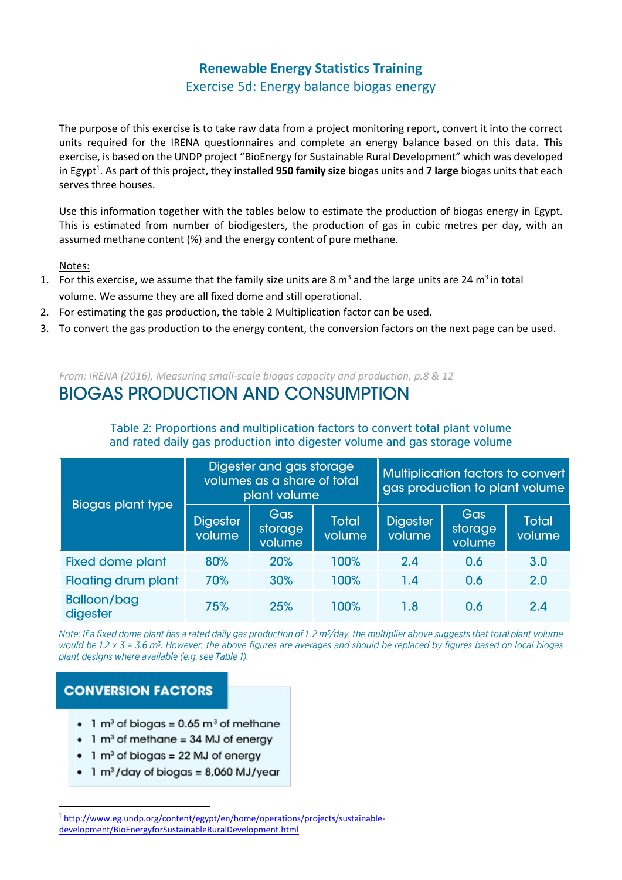# Renewable Energy Statistics Training

## Exercise 5d: Energy balance biogas energy

The purpose of this exercise is to take raw data from a project monitoring report, convert it into the correct units required for the IRENA questionnaires and complete an energy balance based on this data. This exercise, is based on the UNDP project "BioEnergy for Sustainable Rural Development" which was developed in Egypt[1]. As part of this project, they installed **950 family size** biogas units and **7 large** biogas units that each serves three houses.

Use this information together with the tables below to estimate the production of biogas energy in Egypt. This is estimated from number of biodigesters, the production of gas in cubic metres per day, with an assumed methane content (%) and the energy content of pure methane.

Notes:

1. For this exercise, we assume that the family size units are 8 $m^3$ and the large units are 24 $m^3$ in total volume. We assume they are all fixed dome and still operational.
2. For estimating the gas production, the table 2 Multiplication factor can be used.
3. To convert the gas production to the energy content, the conversion factors on the next page can be used.

*From: IRENA (2016), Measuring small-scale biogas capacity and production, p.8 & 12*

## BIOGAS PRODUCTION AND CONSUMPTION

Table 2: Proportions and multiplication factors to convert total plant volume and rated daily gas production into digester volume and gas storage volume

| Biogas plant type | Digester and gas storage volumes as a share of total plant volume | | | Multiplication factors to convert gas production to plant volume | | |
|---|---|---|---|---|---|---|
| | Digester volume | Gas storage volume | Total volume | Digester volume | Gas storage volume | Total volume |
| Fixed dome plant | 80% | 20% | 100% | 2.4 | 0.6 | 3.0 |
| Floating drum plant | 70% | 30% | 100% | 1.4 | 0.6 | 2.0 |
| Balloon/bag digester | 75% | 25% | 100% | 1.8 | 0.6 | 2.4 |

*Note: If a fixed dome plant has a rated daily gas production of 1.2 $m^3$/day, the multiplier above suggests that total plant volume would be 1.2 x 3 = 3.6 $m^3$. However, the above figures are averages and should be replaced by figures based on local biogas plant designs where available (e.g. see Table 1).*

### CONVERSION FACTORS

- 1 $m^3$ of biogas = 0.65 $m^3$ of methane
- 1 $m^3$ of methane = 34 MJ of energy
- 1 $m^3$ of biogas = 22 MJ of energy
- 1 $m^3$/day of biogas = 8,060 MJ/year

[1] http://www.eg.undp.org/content/egypt/en/home/operations/projects/sustainable-development/BioEnergyforSustainableRuralDevelopment.html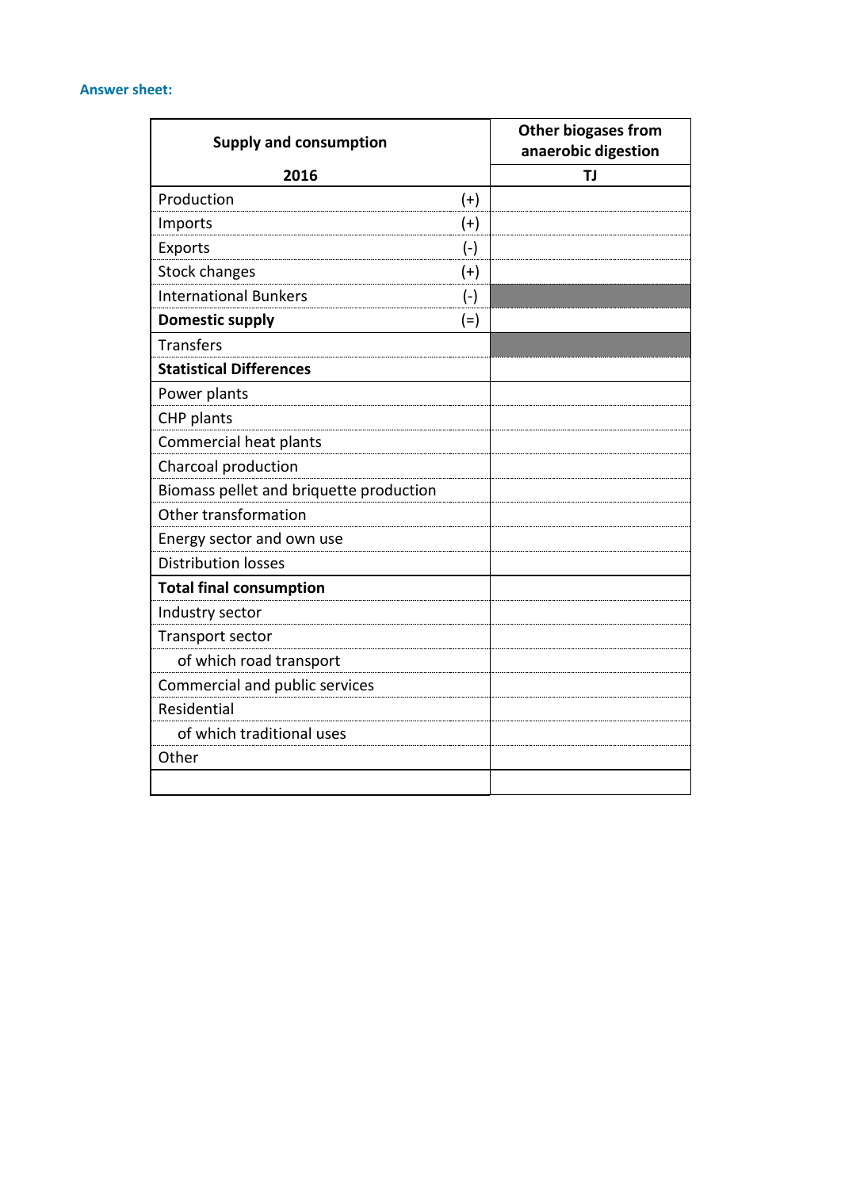**Answer sheet:**

| Supply and consumption<br>2016 | | Other biogases from anaerobic digestion<br>TJ |
|---|---|---|
| Production | (+) | |
| Imports | (+) | |
| Exports | (-) | |
| Stock changes | (+) | |
| International Bunkers | (-) | |
| **Domestic supply** | (=) | |
| Transfers | | |
| **Statistical Differences** | | |
| Power plants | | |
| CHP plants | | |
| Commercial heat plants | | |
| Charcoal production | | |
| Biomass pellet and briquette production | | |
| Other transformation | | |
| Energy sector and own use | | |
| Distribution losses | | |
| **Total final consumption** | | |
| Industry sector | | |
| Transport sector | | |
| of which road transport | | |
| Commercial and public services | | |
| Residential | | |
| of which traditional uses | | |
| Other | | |
| | | |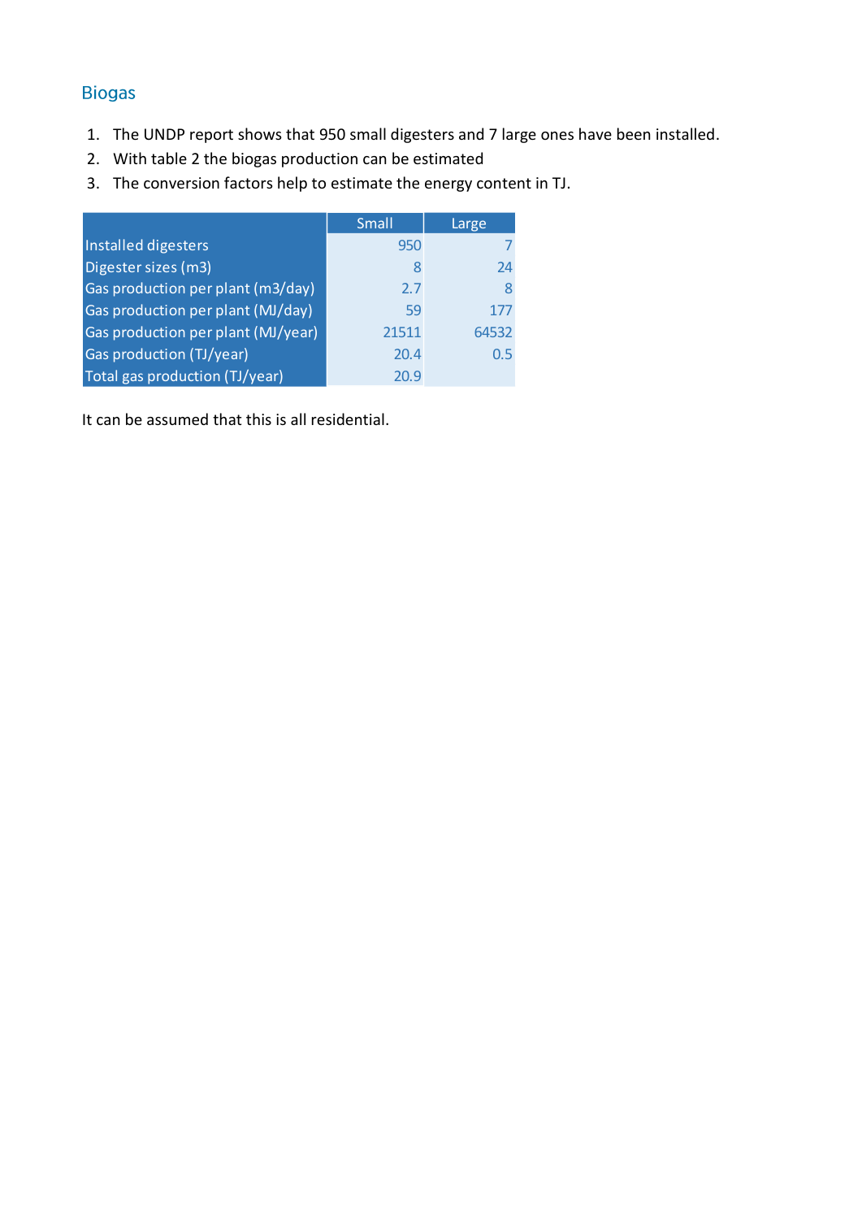## Biogas

1. The UNDP report shows that 950 small digesters and 7 large ones have been installed.
2. With table 2 the biogas production can be estimated
3. The conversion factors help to estimate the energy content in TJ.

| | Small | Large |
|---|---|---|
| Installed digesters | 950 | 7 |
| Digester sizes (m3) | 8 | 24 |
| Gas production per plant (m3/day) | 2.7 | 8 |
| Gas production per plant (MJ/day) | 59 | 177 |
| Gas production per plant (MJ/year) | 21511 | 64532 |
| Gas production (TJ/year) | 20.4 | 0.5 |
| Total gas production (TJ/year) | 20.9 | |

It can be assumed that this is all residential.